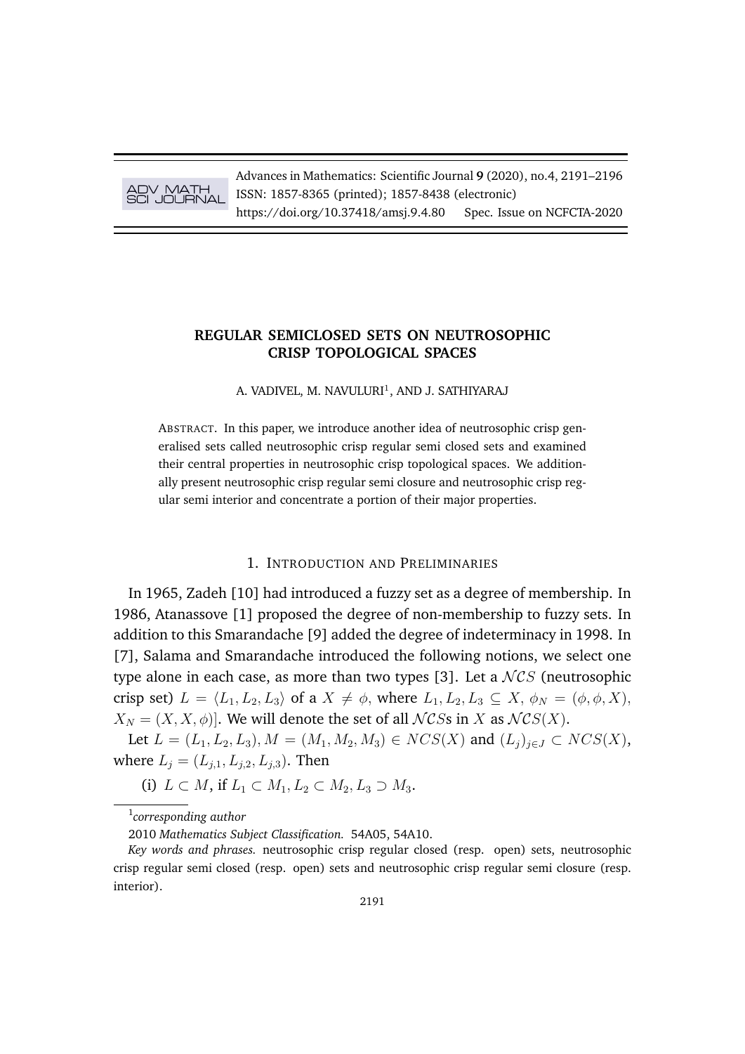# REGULAR SEMICLOSED SETS ON NEUTROSOPHIC CRISP TOPOLOGICAL SPACES

A. VADIVEL, M. NAVULURI[1], AND J. SATHIYARAJ

ABSTRACT. In this paper, we introduce another idea of neutrosophic crisp generalised sets called neutrosophic crisp regular semi closed sets and examined their central properties in neutrosophic crisp topological spaces. We additionally present neutrosophic crisp regular semi closure and neutrosophic crisp regular semi interior and concentrate a portion of their major properties.

## 1. INTRODUCTION AND PRELIMINARIES

In 1965, Zadeh [10] had introduced a fuzzy set as a degree of membership. In 1986, Atanassove [1] proposed the degree of non-membership to fuzzy sets. In addition to this Smarandache [9] added the degree of indeterminacy in 1998. In [7], Salama and Smarandache introduced the following notions, we select one type alone in each case, as more than two types [3]. Let a $\mathcal{NCS}$ (neutrosophic crisp set) $L = \langle L_1, L_2, L_3 \rangle$ of a $X \neq \phi$, where $L_1, L_2, L_3 \subseteq X$, $\phi_N = (\phi, \phi, X)$, $X_N = (X, X, \phi)$]. We will denote the set of all $\mathcal{NCS}$s in $X$ as $\mathcal{NCS}(X)$.

Let $L = (L_1, L_2, L_3), M = (M_1, M_2, M_3) \in NCS(X)$ and $(L_j)_{j\in J} \subset NCS(X)$, where $L_j = (L_{j,1}, L_{j,2}, L_{j,3})$. Then

(i) $L \subset M$, if $L_1 \subset M_1, L_2 \subset M_2, L_3 \supset M_3$.

---

[1] *corresponding author*

2010 *Mathematics Subject Classification.* 54A05, 54A10.

*Key words and phrases.* neutrosophic crisp regular closed (resp. open) sets, neutrosophic crisp regular semi closed (resp. open) sets and neutrosophic crisp regular semi closure (resp. interior).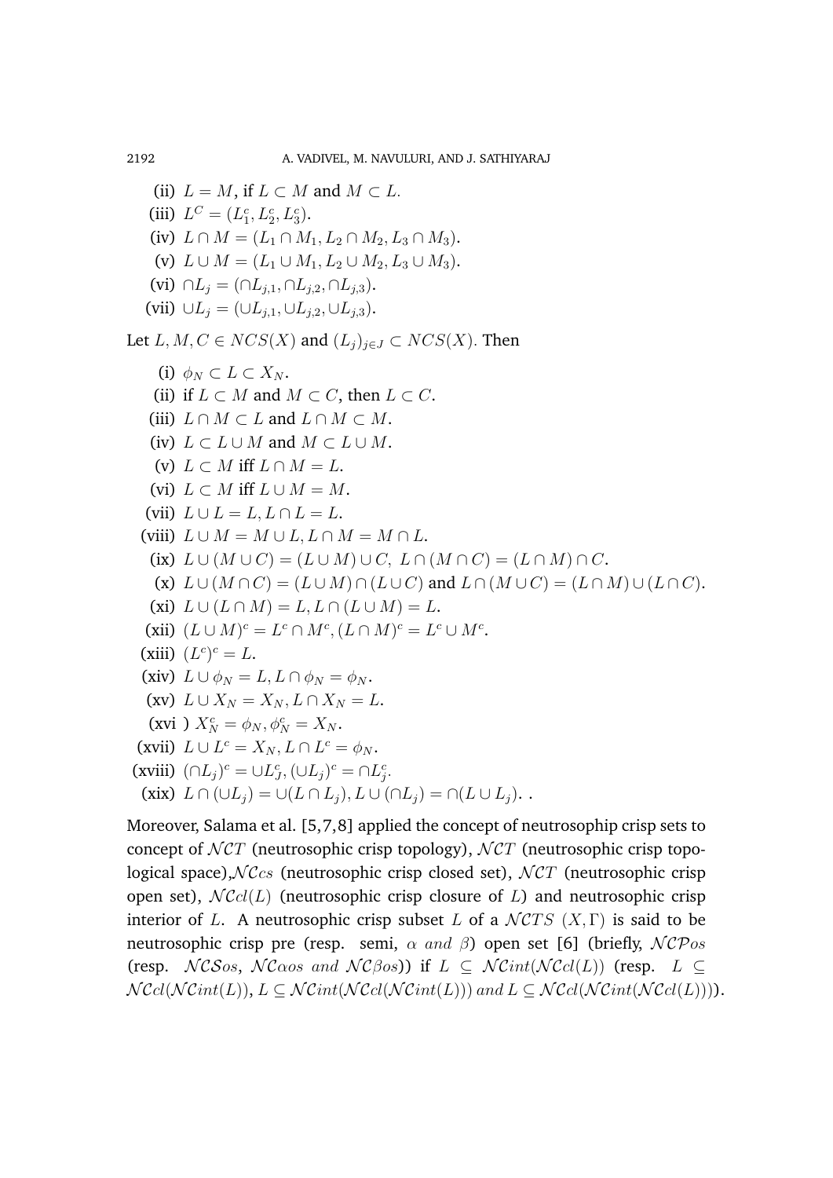(ii) $L = M$, if $L \subset M$ and $M \subset L$.

(iii) $L^C = (L_1^c, L_2^c, L_3^c)$.

(iv) $L \cap M = (L_1 \cap M_1, L_2 \cap M_2, L_3 \cap M_3)$.

(v) $L \cup M = (L_1 \cup M_1, L_2 \cup M_2, L_3 \cup M_3)$.

(vi) $\cap L_j = (\cap L_{j,1}, \cap L_{j,2}, \cap L_{j,3})$.

(vii) $\cup L_j = (\cup L_{j,1}, \cup L_{j,2}, \cup L_{j,3})$.

Let $L, M, C \in NCS(X)$ and $(L_j)_{j \in J} \subset NCS(X)$. Then

(i) $\phi_N \subset L \subset X_N$.

(ii) if $L \subset M$ and $M \subset C$, then $L \subset C$.

(iii) $L \cap M \subset L$ and $L \cap M \subset M$.

(iv) $L \subset L \cup M$ and $M \subset L \cup M$.

(v) $L \subset M$ iff $L \cap M = L$.

(vi) $L \subset M$ iff $L \cup M = M$.

(vii) $L \cup L = L, L \cap L = L$.

(viii) $L \cup M = M \cup L, L \cap M = M \cap L$.

(ix) $L \cup (M \cup C) = (L \cup M) \cup C,\ L \cap (M \cap C) = (L \cap M) \cap C$.

(x) $L \cup (M \cap C) = (L \cup M) \cap (L \cup C)$ and $L \cap (M \cup C) = (L \cap M) \cup (L \cap C)$.

(xi) $L \cup (L \cap M) = L, L \cap (L \cup M) = L$.

(xii) $(L \cup M)^c = L^c \cap M^c, (L \cap M)^c = L^c \cup M^c$.

(xiii) $(L^c)^c = L$.

(xiv) $L \cup \phi_N = L, L \cap \phi_N = \phi_N$.

(xv) $L \cup X_N = X_N, L \cap X_N = L$.

(xvi ) $X_N^c = \phi_N, \phi_N^c = X_N$.

(xvii) $L \cup L^c = X_N, L \cap L^c = \phi_N$.

(xviii) $(\cap L_j)^c = \cup L_J^c, (\cup L_j)^c = \cap L_j^c$.

(xix) $L \cap (\cup L_j) = \cup (L \cap L_j), L \cup (\cap L_j) = \cap (L \cup L_j)$. .

Moreover, Salama et al. [5,7,8] applied the concept of neutrosophip crisp sets to concept of $\mathcal{NCT}$ (neutrosophic crisp topology), $\mathcal{NCT}$ (neutrosophic crisp topological space),$\mathcal{NC}cs$ (neutrosophic crisp closed set), $\mathcal{NCT}$ (neutrosophic crisp open set), $\mathcal{NC}cl(L)$ (neutrosophic crisp closure of $L$) and neutrosophic crisp interior of $L$. A neutrosophic crisp subset $L$ of a $\mathcal{NC}TS$ $(X, \Gamma)$ is said to be neutrosophic crisp pre (resp. semi, $\alpha$ *and* $\beta$) open set [6] (briefly, $\mathcal{NCP}os$ (resp. $\mathcal{NCS}os$, $\mathcal{NC}\alpha os$ *and* $\mathcal{NC}\beta os$)) if $L \subseteq \mathcal{NC}int(\mathcal{NC}cl(L))$ (resp. $L \subseteq \mathcal{NC}cl(\mathcal{NC}int(L)), L \subseteq \mathcal{NC}int(\mathcal{NC}cl(\mathcal{NC}int(L)))$ *and* $L \subseteq \mathcal{NC}cl(\mathcal{NC}int(\mathcal{NC}cl(L)))$).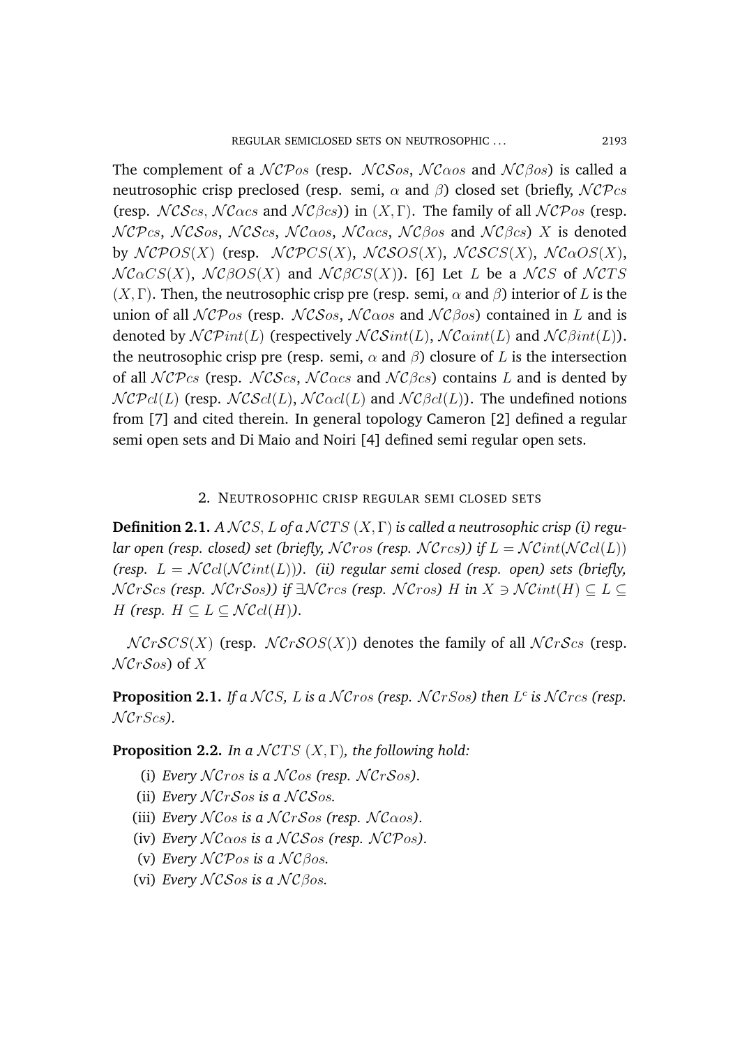The complement of a $\mathcal{NCP}os$ (resp. $\mathcal{NCS}os$, $\mathcal{NC}\alpha os$ and $\mathcal{NC}\beta os$) is called a neutrosophic crisp preclosed (resp. semi, $\alpha$ and $\beta$) closed set (briefly, $\mathcal{NCP}cs$ (resp. $\mathcal{NCS}cs$, $\mathcal{NC}\alpha cs$ and $\mathcal{NC}\beta cs$)) in $(X, \Gamma)$. The family of all $\mathcal{NCP}os$ (resp. $\mathcal{NCP}cs$, $\mathcal{NCS}os$, $\mathcal{NCS}cs$, $\mathcal{NC}\alpha os$, $\mathcal{NC}\alpha cs$, $\mathcal{NC}\beta os$ and $\mathcal{NC}\beta cs$) $X$ is denoted by $\mathcal{NCP}OS(X)$ (resp. $\mathcal{NCP}CS(X)$, $\mathcal{NCS}OS(X)$, $\mathcal{NCS}CS(X)$, $\mathcal{NC}\alpha OS(X)$, $\mathcal{NC}\alpha CS(X)$, $\mathcal{NC}\beta OS(X)$ and $\mathcal{NC}\beta CS(X)$). [6] Let $L$ be a $\mathcal{NCS}$ of $\mathcal{NCTS}$ $(X, \Gamma)$. Then, the neutrosophic crisp pre (resp. semi, $\alpha$ and $\beta$) interior of $L$ is the union of all $\mathcal{NCP}os$ (resp. $\mathcal{NCS}os$, $\mathcal{NC}\alpha os$ and $\mathcal{NC}\beta os$) contained in $L$ and is denoted by $\mathcal{NCP}int(L)$ (respectively $\mathcal{NCS}int(L)$, $\mathcal{NC}\alpha int(L)$ and $\mathcal{NC}\beta int(L)$). the neutrosophic crisp pre (resp. semi, $\alpha$ and $\beta$) closure of $L$ is the intersection of all $\mathcal{NCP}cs$ (resp. $\mathcal{NCS}cs$, $\mathcal{NC}\alpha cs$ and $\mathcal{NC}\beta cs$) contains $L$ and is dented by $\mathcal{NCP}cl(L)$ (resp. $\mathcal{NCS}cl(L)$, $\mathcal{NC}\alpha cl(L)$ and $\mathcal{NC}\beta cl(L)$). The undefined notions from [7] and cited therein. In general topology Cameron [2] defined a regular semi open sets and Di Maio and Noiri [4] defined semi regular open sets.

## 2. Neutrosophic crisp regular semi closed sets

**Definition 2.1.** *A $\mathcal{NCS}$, $L$ of a $\mathcal{NCTS}$ $(X, \Gamma)$ is called a neutrosophic crisp (i) regular open (resp. closed) set (briefly, $\mathcal{NC}ros$ (resp. $\mathcal{NC}rcs$)) if $L = \mathcal{NC}int(\mathcal{NC}cl(L))$ (resp. $L = \mathcal{NC}cl(\mathcal{NC}int(L))$). (ii) regular semi closed (resp. open) sets (briefly, $\mathcal{NC}r\mathcal{S}cs$ (resp. $\mathcal{NC}r\mathcal{S}os$)) if $\exists \mathcal{NC}rcs$ (resp. $\mathcal{NC}ros$) $H$ in $X \ni \mathcal{NC}int(H) \subseteq L \subseteq H$ (resp. $H \subseteq L \subseteq \mathcal{NC}cl(H)$).*

$\mathcal{NC}r\mathcal{S}CS(X)$ (resp. $\mathcal{NC}r\mathcal{S}OS(X)$) denotes the family of all $\mathcal{NC}r\mathcal{S}cs$ (resp. $\mathcal{NC}r\mathcal{S}os$) of $X$

**Proposition 2.1.** *If a $\mathcal{NCS}$, $L$ is a $\mathcal{NC}ros$ (resp. $\mathcal{NC}r\mathcal{S}os$) then $L^c$ is $\mathcal{NC}rcs$ (resp. $\mathcal{NC}r\mathcal{S}cs$).*

**Proposition 2.2.** *In a $\mathcal{NCTS}$ $(X, \Gamma)$, the following hold:*

(i) *Every $\mathcal{NC}ros$ is a $\mathcal{NC}os$ (resp. $\mathcal{NC}r\mathcal{S}os$).*
(ii) *Every $\mathcal{NC}r\mathcal{S}os$ is a $\mathcal{NCS}os$.*
(iii) *Every $\mathcal{NC}os$ is a $\mathcal{NC}r\mathcal{S}os$ (resp. $\mathcal{NC}\alpha os$).*
(iv) *Every $\mathcal{NC}\alpha os$ is a $\mathcal{NCS}os$ (resp. $\mathcal{NCP}os$).*
(v) *Every $\mathcal{NCP}os$ is a $\mathcal{NC}\beta os$.*
(vi) *Every $\mathcal{NCS}os$ is a $\mathcal{NC}\beta os$.*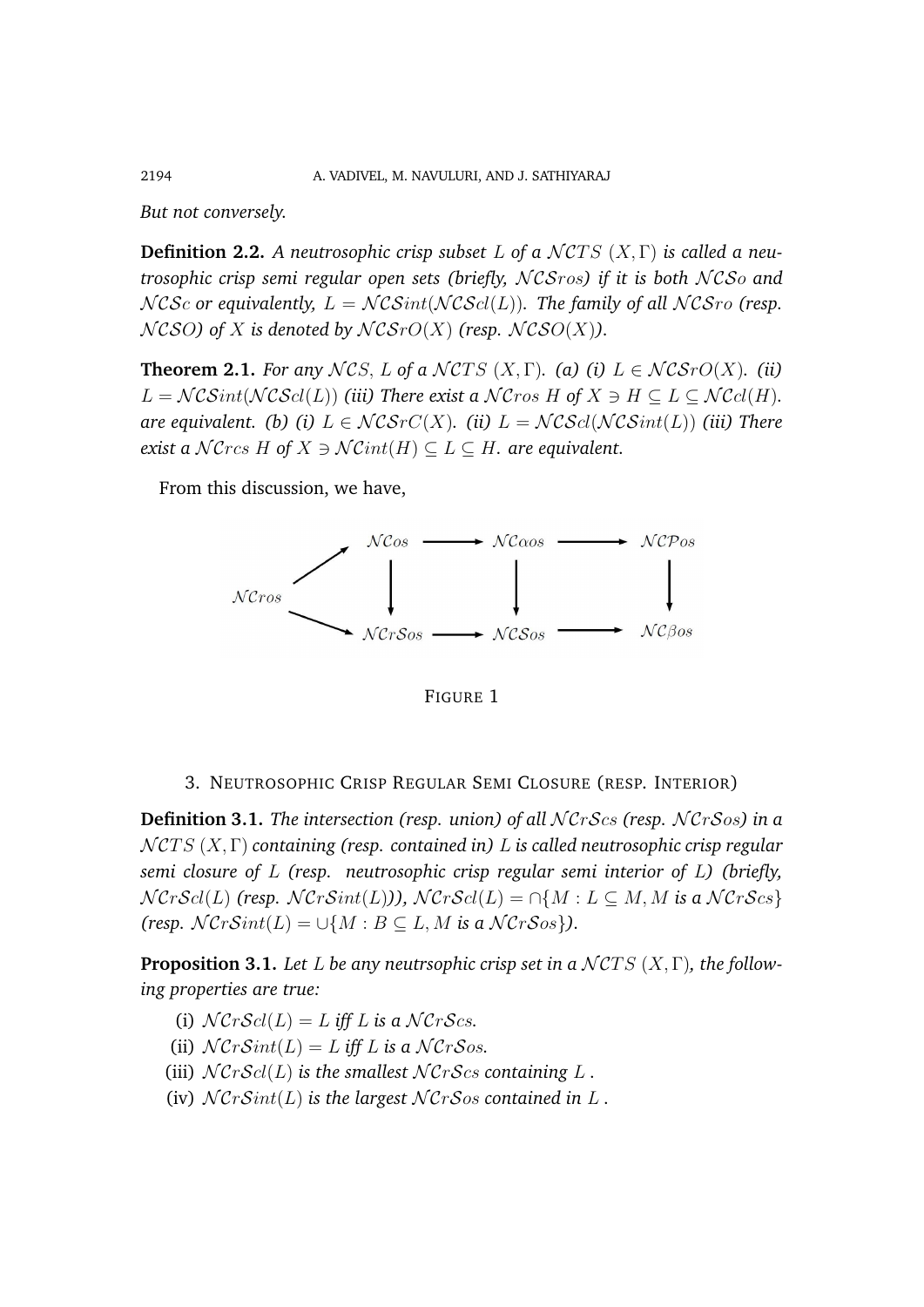*But not conversely.*

**Definition 2.2.** *A neutrosophic crisp subset $L$ of a $\mathcal{N}CTS$ $(X, \Gamma)$ is called a neutrosophic crisp semi regular open sets (briefly, $\mathcal{NCS}ros$) if it is both $\mathcal{NCS}o$ and $\mathcal{NCS}c$ or equivalently, $L = \mathcal{NCS}int(\mathcal{NCS}cl(L))$. The family of all $\mathcal{NCS}ro$ (resp. $\mathcal{NCS}O$) of $X$ is denoted by $\mathcal{NCS}rO(X)$ (resp. $\mathcal{NCS}O(X)$).*

**Theorem 2.1.** *For any $\mathcal{N}CS$, $L$ of a $\mathcal{N}CTS$ $(X, \Gamma)$. (a) (i) $L \in \mathcal{NCS}rO(X)$. (ii) $L = \mathcal{NCS}int(\mathcal{NCS}cl(L))$ (iii) There exist a $\mathcal{NC}ros$ $H$ of $X \ni H \subseteq L \subseteq \mathcal{NC}cl(H)$. are equivalent. (b) (i) $L \in \mathcal{NCS}rC(X)$. (ii) $L = \mathcal{NCS}cl(\mathcal{NCS}int(L))$ (iii) There exist a $\mathcal{NC}rcs$ $H$ of $X \ni \mathcal{NC}int(H) \subseteq L \subseteq H$. are equivalent.*

From this discussion, we have,

$$
\begin{array}{ccccccc}
 & \nearrow & \mathcal{NC}os & \longrightarrow & \mathcal{NC}\alpha os & \longrightarrow & \mathcal{NCP}os \\
\mathcal{NC}ros & & \downarrow & & \downarrow & & \downarrow \\
 & \searrow & \mathcal{NC}r\mathcal{S}os & \longrightarrow & \mathcal{NCS}os & \longrightarrow & \mathcal{NC}\beta os
\end{array}
$$

FIGURE 1

## 3. NEUTROSOPHIC CRISP REGULAR SEMI CLOSURE (RESP. INTERIOR)

**Definition 3.1.** *The intersection (resp. union) of all $\mathcal{NC}r\mathcal{S}cs$ (resp. $\mathcal{NC}r\mathcal{S}os$) in a $\mathcal{N}CTS$ $(X, \Gamma)$ containing (resp. contained in) $L$ is called neutrosophic crisp regular semi closure of $L$ (resp. neutrosophic crisp regular semi interior of $L$) (briefly, $\mathcal{NC}r\mathcal{S}cl(L)$ (resp. $\mathcal{NC}r\mathcal{S}int(L)$)), $\mathcal{NC}r\mathcal{S}cl(L) = \cap\{M : L \subseteq M, M$ is a $\mathcal{NC}r\mathcal{S}cs\}$ (resp. $\mathcal{NC}r\mathcal{S}int(L) = \cup\{M : B \subseteq L, M$ is a $\mathcal{NC}r\mathcal{S}os\}$).*

**Proposition 3.1.** *Let $L$ be any neutrsophic crisp set in a $\mathcal{N}CTS$ $(X, \Gamma)$, the following properties are true:*

(i) *$\mathcal{NC}r\mathcal{S}cl(L) = L$ iff $L$ is a $\mathcal{NC}r\mathcal{S}cs$.*
(ii) *$\mathcal{NC}r\mathcal{S}int(L) = L$ iff $L$ is a $\mathcal{NC}r\mathcal{S}os$.*
(iii) *$\mathcal{NC}r\mathcal{S}cl(L)$ is the smallest $\mathcal{NC}r\mathcal{S}cs$ containing $L$ .*
(iv) *$\mathcal{NC}r\mathcal{S}int(L)$ is the largest $\mathcal{NC}r\mathcal{S}os$ contained in $L$ .*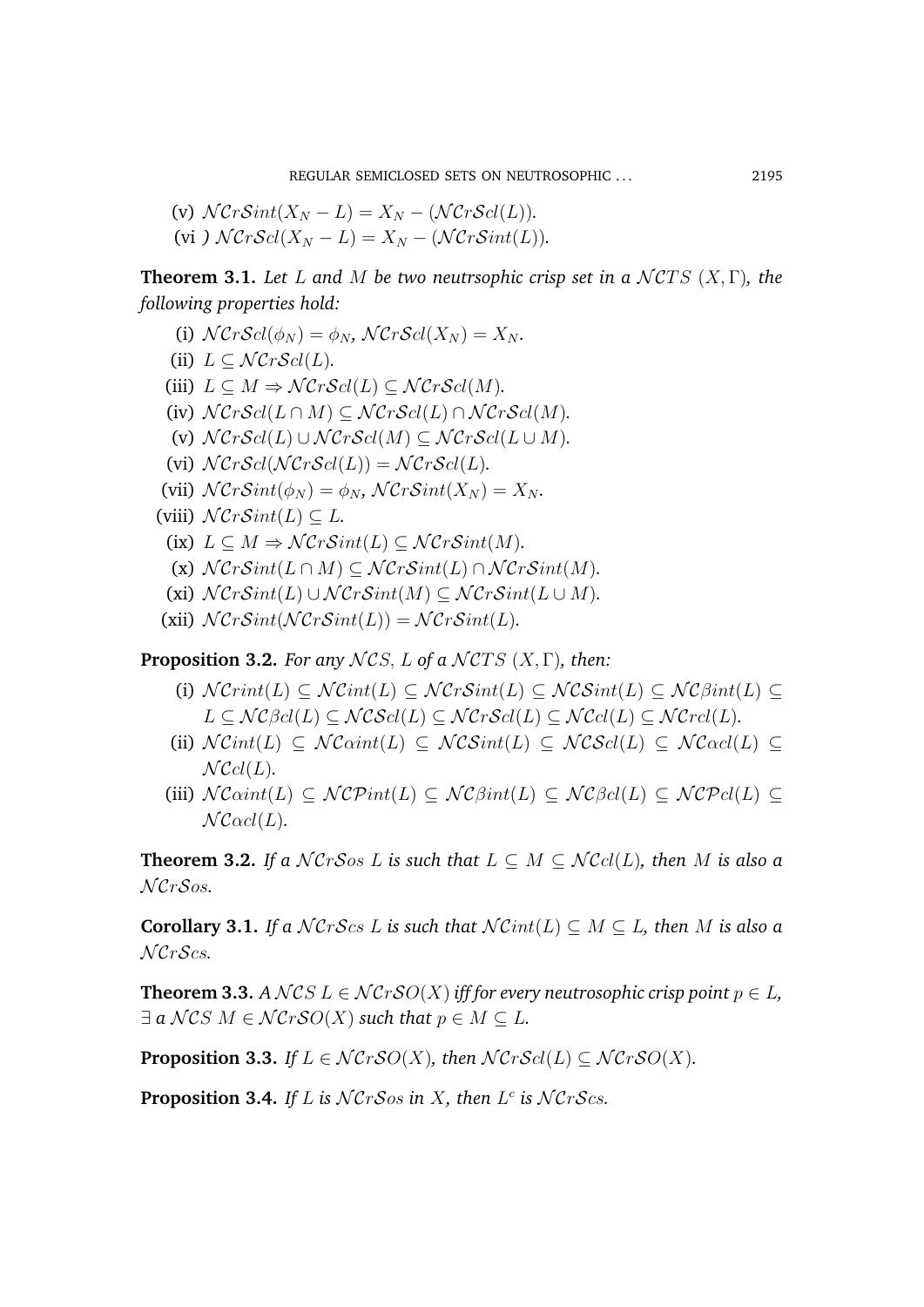(v) $\mathcal{NC}r\mathcal{S}int(X_N - L) = X_N - (\mathcal{NC}r\mathcal{S}cl(L))$.

(vi ) $\mathcal{NC}r\mathcal{S}cl(X_N - L) = X_N - (\mathcal{NC}r\mathcal{S}int(L))$.

**Theorem 3.1.** *Let $L$ and $M$ be two neutrsophic crisp set in a $\mathcal{NCTS}$ $(X, \Gamma)$, the following properties hold:*

(i) $\mathcal{NC}r\mathcal{S}cl(\phi_N) = \phi_N$, $\mathcal{NC}r\mathcal{S}cl(X_N) = X_N$.

(ii) $L \subseteq \mathcal{NC}r\mathcal{S}cl(L)$.

(iii) $L \subseteq M \Rightarrow \mathcal{NC}r\mathcal{S}cl(L) \subseteq \mathcal{NC}r\mathcal{S}cl(M)$.

(iv) $\mathcal{NC}r\mathcal{S}cl(L \cap M) \subseteq \mathcal{NC}r\mathcal{S}cl(L) \cap \mathcal{NC}r\mathcal{S}cl(M)$.

(v) $\mathcal{NC}r\mathcal{S}cl(L) \cup \mathcal{NC}r\mathcal{S}cl(M) \subseteq \mathcal{NC}r\mathcal{S}cl(L \cup M)$.

(vi) $\mathcal{NC}r\mathcal{S}cl(\mathcal{NC}r\mathcal{S}cl(L)) = \mathcal{NC}r\mathcal{S}cl(L)$.

(vii) $\mathcal{NC}r\mathcal{S}int(\phi_N) = \phi_N$, $\mathcal{NC}r\mathcal{S}int(X_N) = X_N$.

(viii) $\mathcal{NC}r\mathcal{S}int(L) \subseteq L$.

(ix) $L \subseteq M \Rightarrow \mathcal{NC}r\mathcal{S}int(L) \subseteq \mathcal{NC}r\mathcal{S}int(M)$.

(x) $\mathcal{NC}r\mathcal{S}int(L \cap M) \subseteq \mathcal{NC}r\mathcal{S}int(L) \cap \mathcal{NC}r\mathcal{S}int(M)$.

(xi) $\mathcal{NC}r\mathcal{S}int(L) \cup \mathcal{NC}r\mathcal{S}int(M) \subseteq \mathcal{NC}r\mathcal{S}int(L \cup M)$.

(xii) $\mathcal{NC}r\mathcal{S}int(\mathcal{NC}r\mathcal{S}int(L)) = \mathcal{NC}r\mathcal{S}int(L)$.

**Proposition 3.2.** *For any $\mathcal{NCS}$, $L$ of a $\mathcal{NCTS}$ $(X, \Gamma)$, then:*

(i) $\mathcal{NC}rint(L) \subseteq \mathcal{NC}int(L) \subseteq \mathcal{NC}r\mathcal{S}int(L) \subseteq \mathcal{NCS}int(L) \subseteq \mathcal{NC}\beta int(L) \subseteq L \subseteq \mathcal{NC}\beta cl(L) \subseteq \mathcal{NCS}cl(L) \subseteq \mathcal{NC}r\mathcal{S}cl(L) \subseteq \mathcal{NC}cl(L) \subseteq \mathcal{NC}rcl(L)$.

(ii) $\mathcal{NC}int(L) \subseteq \mathcal{NC}\alpha int(L) \subseteq \mathcal{NCS}int(L) \subseteq \mathcal{NCS}cl(L) \subseteq \mathcal{NC}\alpha cl(L) \subseteq \mathcal{NC}cl(L)$.

(iii) $\mathcal{NC}\alpha int(L) \subseteq \mathcal{NCP}int(L) \subseteq \mathcal{NC}\beta int(L) \subseteq \mathcal{NC}\beta cl(L) \subseteq \mathcal{NCP}cl(L) \subseteq \mathcal{NC}\alpha cl(L)$.

**Theorem 3.2.** *If a $\mathcal{NC}r\mathcal{S}os$ $L$ is such that $L \subseteq M \subseteq \mathcal{NC}cl(L)$, then $M$ is also a $\mathcal{NC}r\mathcal{S}os$.*

**Corollary 3.1.** *If a $\mathcal{NC}r\mathcal{S}cs$ $L$ is such that $\mathcal{NC}int(L) \subseteq M \subseteq L$, then $M$ is also a $\mathcal{NC}r\mathcal{S}cs$.*

**Theorem 3.3.** *A $\mathcal{NCS}$ $L \in \mathcal{NC}r\mathcal{S}O(X)$ iff for every neutrosophic crisp point $p \in L$, $\exists$ a $\mathcal{NCS}$ $M \in \mathcal{NC}r\mathcal{S}O(X)$ such that $p \in M \subseteq L$.*

**Proposition 3.3.** *If $L \in \mathcal{NC}r\mathcal{S}O(X)$, then $\mathcal{NC}r\mathcal{S}cl(L) \subseteq \mathcal{NC}r\mathcal{S}O(X)$.*

**Proposition 3.4.** *If $L$ is $\mathcal{NC}r\mathcal{S}os$ in $X$, then $L^c$ is $\mathcal{NC}r\mathcal{S}cs$.*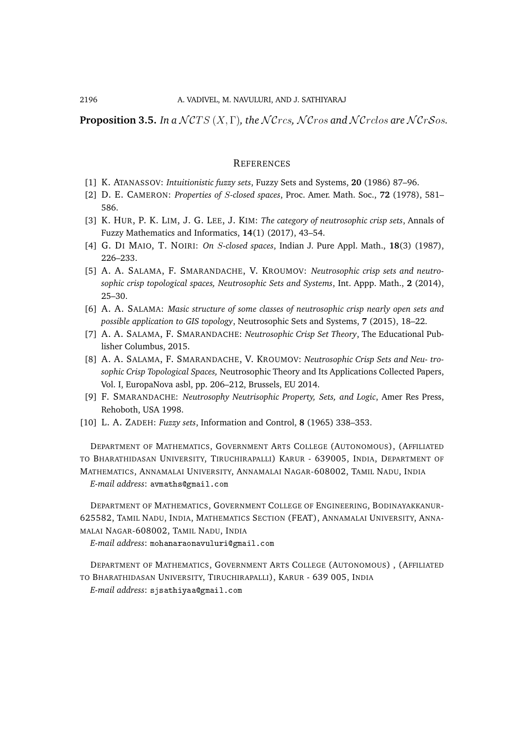**Proposition 3.5.** *In a* $\mathcal{N}CTS$ $(X, \Gamma)$*, the* $\mathcal{N}Crcs$*,* $\mathcal{N}Cros$ *and* $\mathcal{N}Crclos$ *are* $\mathcal{N}Cr\mathcal{S}os$*.*

## REFERENCES

[1] K. ATANASSOV: *Intuitionistic fuzzy sets*, Fuzzy Sets and Systems, **20** (1986) 87–96.

[2] D. E. CAMERON: *Properties of* $S$*-closed spaces*, Proc. Amer. Math. Soc., **72** (1978), 581–586.

[3] K. HUR, P. K. LIM, J. G. LEE, J. KIM: *The category of neutrosophic crisp sets*, Annals of Fuzzy Mathematics and Informatics, **14**(1) (2017), 43–54.

[4] G. DI MAIO, T. NOIRI: *On* $S$*-closed spaces*, Indian J. Pure Appl. Math., **18**(3) (1987), 226–233.

[5] A. A. SALAMA, F. SMARANDACHE, V. KROUMOV: *Neutrosophic crisp sets and neutrosophic crisp topological spaces, Neutrosophic Sets and Systems*, Int. Appp. Math., **2** (2014), 25–30.

[6] A. A. SALAMA: *Masic structure of some classes of neutrosophic crisp nearly open sets and possible application to GIS topology*, Neutrosophic Sets and Systems, **7** (2015), 18–22.

[7] A. A. SALAMA, F. SMARANDACHE: *Neutrosophic Crisp Set Theory*, The Educational Publisher Columbus, 2015.

[8] A. A. SALAMA, F. SMARANDACHE, V. KROUMOV: *Neutrosophic Crisp Sets and Neu- trosophic Crisp Topological Spaces,* Neutrosophic Theory and Its Applications Collected Papers, Vol. I, EuropaNova asbl, pp. 206–212, Brussels, EU 2014.

[9] F. SMARANDACHE: *Neutrosophy Neutrisophic Property, Sets, and Logic*, Amer Res Press, Rehoboth, USA 1998.

[10] L. A. ZADEH: *Fuzzy sets*, Information and Control, **8** (1965) 338–353.

DEPARTMENT OF MATHEMATICS, GOVERNMENT ARTS COLLEGE (AUTONOMOUS), (AFFILIATED TO BHARATHIDASAN UNIVERSITY, TIRUCHIRAPALLI) KARUR - 639005, INDIA, DEPARTMENT OF MATHEMATICS, ANNAMALAI UNIVERSITY, ANNAMALAI NAGAR-608002, TAMIL NADU, INDIA
*E-mail address*: avmaths@gmail.com

DEPARTMENT OF MATHEMATICS, GOVERNMENT COLLEGE OF ENGINEERING, BODINAYAKKANUR-625582, TAMIL NADU, INDIA, MATHEMATICS SECTION (FEAT), ANNAMALAI UNIVERSITY, ANNAMALAI NAGAR-608002, TAMIL NADU, INDIA
*E-mail address*: mohanaraonavuluri@gmail.com

DEPARTMENT OF MATHEMATICS, GOVERNMENT ARTS COLLEGE (AUTONOMOUS) , (AFFILIATED TO BHARATHIDASAN UNIVERSITY, TIRUCHIRAPALLI), KARUR - 639 005, INDIA
*E-mail address*: sjsathiyaa@gmail.com